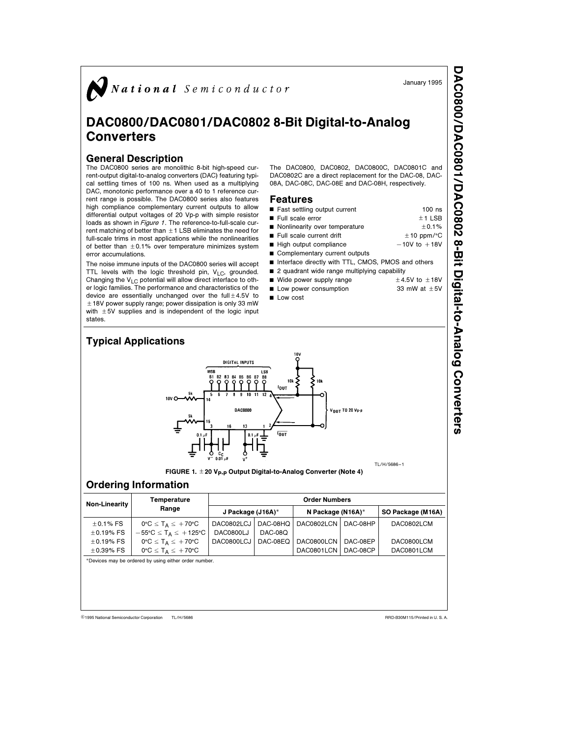National Semiconductor

January 1995

# DAC0800/DAC0801/DAC0802 8-Bit Digital-to-Analog Converters

## General Description

The DAC0800 series are monolithic 8-bit high-speed current-output digital-to-analog converters (DAC) featuring typical settling times of 100 ns. When used as a multiplying DAC, monotonic performance over a 40 to 1 reference current range is possible. The DAC0800 series also features high compliance complementary current outputs to allow differential output voltages of 20 Vp-p with simple resistor loads as shown in *Figure 1*. The reference-to-full-scale current matching of better than ±1 LSB eliminates the need for full-scale trims in most applications while the nonlinearities of better than ±0.1% over temperature minimizes system error accumulations.

The noise immune inputs of the DAC0800 series will accept TTL levels with the logic threshold pin, $V_{LC}$, grounded. Changing the $V_{LC}$ potential will allow direct interface to other logic families. The performance and characteristics of the device are essentially unchanged over the full ±4.5V to ±18V power supply range; power dissipation is only 33 mW with ±5V supplies and is independent of the logic input states.

The DAC0800, DAC0802, DAC0800C, DAC0801C and DAC0802C are a direct replacement for the DAC-08, DAC-08A, DAC-08C, DAC-08E and DAC-08H, respectively.

## Features

- Fast settling output current 100 ns
- Full scale error ±1 LSB
- Nonlinearity over temperature ±0.1%
- Full scale current drift ±10 ppm/°C
- High output compliance −10V to +18V
- Complementary current outputs
- Interface directly with TTL, CMOS, PMOS and others
- 2 quadrant wide range multiplying capability
- Wide power supply range ±4.5V to ±18V
- Low power consumption 33 mW at ±5V
- Low cost

## Typical Applications

TL/H/5686–1

FIGURE 1. ±20 $V_{P-P}$ Output Digital-to-Analog Converter (Note 4)

## Ordering Information

| Non-Linearity | Temperature Range | Order Numbers | | | | |
|---|---|---|---|---|---|---|
| | | J Package (J16A)* | | N Package (N16A)* | | SO Package (M16A) |
| ±0.1% FS | 0°C ≤ $T_A$ ≤ +70°C | DAC0802LCJ | DAC-08HQ | DAC0802LCN | DAC-08HP | DAC0802LCM |
| ±0.19% FS | −55°C ≤ $T_A$ ≤ +125°C | DAC0800LJ | DAC-08Q | | | |
| ±0.19% FS | 0°C ≤ $T_A$ ≤ +70°C | DAC0800LCJ | DAC-08EQ | DAC0800LCN | DAC-08EP | DAC0800LCM |
| ±0.39% FS | 0°C ≤ $T_A$ ≤ +70°C | | | DAC0801LCN | DAC-08CP | DAC0801LCM |

*Devices may be ordered by using either order number.

©1995 National Semiconductor Corporation TL/H/5686 RRD-B30M115/Printed in U. S. A.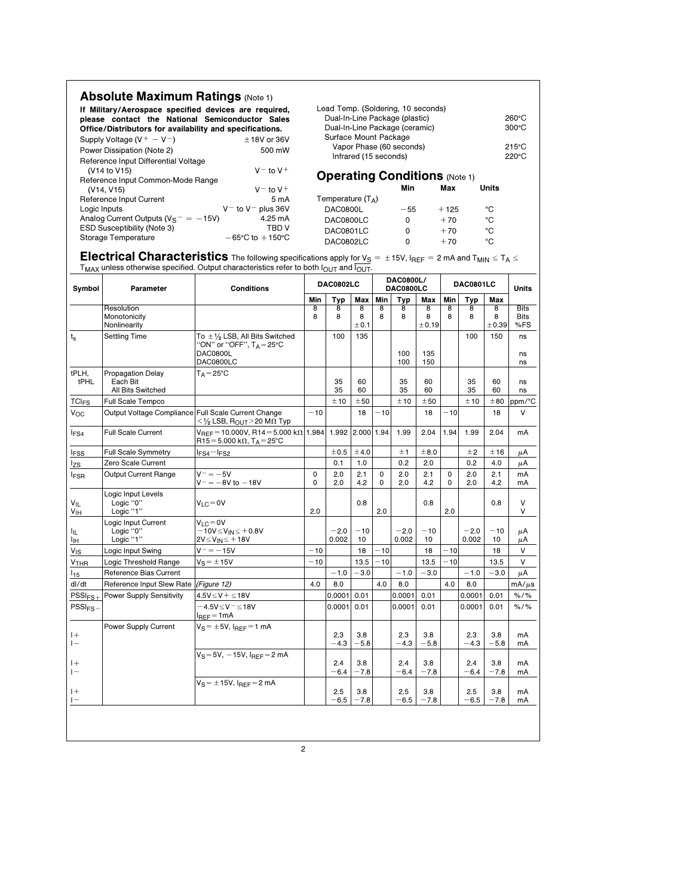## Absolute Maximum Ratings (Note 1)

**If Military/Aerospace specified devices are required, please contact the National Semiconductor Sales Office/Distributors for availability and specifications.**

| | |
|---|---|
| Supply Voltage ($V^+ - V^-$) | ±18V or 36V |
| Power Dissipation (Note 2) | 500 mW |
| Reference Input Differential Voltage (V14 to V15) | $V^-$ to $V^+$ |
| Reference Input Common-Mode Range (V14, V15) | $V^-$ to $V^+$ |
| Reference Input Current | 5 mA |
| Logic Inputs | $V^-$ to $V^-$ plus 36V |
| Analog Current Outputs ($V_S^- = -15V$) | 4.25 mA |
| ESD Susceptibility (Note 3) | TBD V |
| Storage Temperature | −65°C to +150°C |

| Lead Temp. (Soldering, 10 seconds) | |
|---|---|
| Dual-In-Line Package (plastic) | 260°C |
| Dual-In-Line Package (ceramic) | 300°C |
| Surface Mount Package | |
| Vapor Phase (60 seconds) | 215°C |
| Infrared (15 seconds) | 220°C |

## Operating Conditions (Note 1)

| | Min | Max | Units |
|---|---|---|---|
| Temperature ($T_A$) | | | |
| DAC0800L | −55 | +125 | °C |
| DAC0800LC | 0 | +70 | °C |
| DAC0801LC | 0 | +70 | °C |
| DAC0802LC | 0 | +70 | °C |

## Electrical Characteristics

The following specifications apply for $V_S = \pm15V$, $I_{REF} = 2$ mA and $T_{MIN} \leq T_A \leq T_{MAX}$ unless otherwise specified. Output characteristics refer to both $I_{OUT}$ and $\overline{I_{OUT}}$.

| Symbol | Parameter | Conditions | DAC0802LC | | | DAC0800L/ DAC0800LC | | | DAC0801LC | | | Units |
|---|---|---|---|---|---|---|---|---|---|---|---|---|
| | | | Min | Typ | Max | Min | Typ | Max | Min | Typ | Max | |
| | Resolution | | 8 | 8 | 8 | 8 | 8 | 8 | 8 | 8 | 8 | Bits |
| | Monotonicity | | 8 | 8 | 8 | 8 | 8 | 8 | 8 | 8 | 8 | Bits |
| | Nonlinearity | | | | ±0.1 | | | ±0.19 | | | ±0.39 | %FS |
| $t_s$ | Settling Time | To ±½ LSB, All Bits Switched "ON" or "OFF", $T_A$=25°C | | 100 | 135 | | | | | 100 | 150 | ns |
| | | DAC0800L | | | | | 100 | 135 | | | | ns |
| | | DAC0800LC | | | | | 100 | 150 | | | | ns |
| tPLH, tPHL | Propagation Delay | $T_A$=25°C | | | | | | | | | | |
| | Each Bit | | | 35 | 60 | | 35 | 60 | | 35 | 60 | ns |
| | All Bits Switched | | | 35 | 60 | | 35 | 60 | | 35 | 60 | ns |
| $TCI_{FS}$ | Full Scale Tempco | | | ±10 | ±50 | | ±10 | ±50 | | ±10 | ±80 | ppm/°C |
| $V_{OC}$ | Output Voltage Compliance | Full Scale Current Change <½ LSB, $R_{OUT}$>20 MΩ Typ | −10 | | 18 | −10 | | 18 | −10 | | 18 | V |
| $I_{FS4}$ | Full Scale Current | $V_{REF}$=10.000V, R14=5.000 kΩ R15=5.000 kΩ, $T_A$=25°C | 1.984 | 1.992 | 2.000 | 1.94 | 1.99 | 2.04 | 1.94 | 1.99 | 2.04 | mA |
| $I_{FSS}$ | Full Scale Symmetry | $I_{FS4}-I_{FS2}$ | | ±0.5 | ±4.0 | | ±1 | ±8.0 | | ±2 | ±16 | μA |
| $I_{ZS}$ | Zero Scale Current | | | 0.1 | 1.0 | | 0.2 | 2.0 | | 0.2 | 4.0 | μA |
| $I_{FSR}$ | Output Current Range | $V^-=-5V$ | 0 | 2.0 | 2.1 | 0 | 2.0 | 2.1 | 0 | 2.0 | 2.1 | mA |
| | | $V^-=-8V$ to $-18V$ | 0 | 2.0 | 4.2 | 0 | 2.0 | 4.2 | 0 | 2.0 | 4.2 | mA |
| | Logic Input Levels | $V_{LC}$=0V | | | | | | | | | | |
| $V_{IL}$ | Logic "0" | | | | 0.8 | | | 0.8 | | | 0.8 | V |
| $V_{IH}$ | Logic "1" | | 2.0 | | | 2.0 | | | 2.0 | | | V |
| | Logic Input Current | $V_{LC}$=0V | | | | | | | | | | |
| $I_{IL}$ | Logic "0" | $-10V \leq V_{IN} \leq +0.8V$ | | −2.0 | −10 | | −2.0 | −10 | | −2.0 | −10 | μA |
| $I_{IH}$ | Logic "1" | $2V \leq V_{IN} \leq +18V$ | | 0.002 | 10 | | 0.002 | 10 | | 0.002 | 10 | μA |
| $V_{IS}$ | Logic Input Swing | $V^-=-15V$ | −10 | | 18 | −10 | | 18 | −10 | | 18 | V |
| $V_{THR}$ | Logic Threshold Range | $V_S=\pm15V$ | −10 | | 13.5 | −10 | | 13.5 | −10 | | 13.5 | V |
| $I_{15}$ | Reference Bias Current | | | −1.0 | −3.0 | | −1.0 | −3.0 | | −1.0 | −3.0 | μA |
| dI/dt | Reference Input Slew Rate | *(Figure 12)* | 4.0 | 8.0 | | 4.0 | 8.0 | | 4.0 | 8.0 | | mA/μs |
| $PSSI_{FS+}$ | Power Supply Sensitivity | $4.5V \leq V+ \leq 18V$ | | 0.0001 | 0.01 | | 0.0001 | 0.01 | | 0.0001 | 0.01 | %/% |
| $PSSI_{FS-}$ | | $-4.5V \leq V^- \leq 18V$ $I_{REF}$=1mA | | 0.0001 | 0.01 | | 0.0001 | 0.01 | | 0.0001 | 0.01 | %/% |
| | Power Supply Current | $V_S=\pm5V$, $I_{REF}$=1 mA | | | | | | | | | | |
| I+ | | | | 2.3 | 3.8 | | 2.3 | 3.8 | | 2.3 | 3.8 | mA |
| I− | | | | −4.3 | −5.8 | | −4.3 | −5.8 | | −4.3 | −5.8 | mA |
| | | $V_S$=5V, −15V, $I_{REF}$=2 mA | | | | | | | | | | |
| I+ | | | | 2.4 | 3.8 | | 2.4 | 3.8 | | 2.4 | 3.8 | mA |
| I− | | | | −6.4 | −7.8 | | −6.4 | −7.8 | | −6.4 | −7.8 | mA |
| | | $V_S=\pm15V$, $I_{REF}$=2 mA | | | | | | | | | | |
| I+ | | | | 2.5 | 3.8 | | 2.5 | 3.8 | | 2.5 | 3.8 | mA |
| I− | | | | −6.5 | −7.8 | | −6.5 | −7.8 | | −6.5 | −7.8 | mA |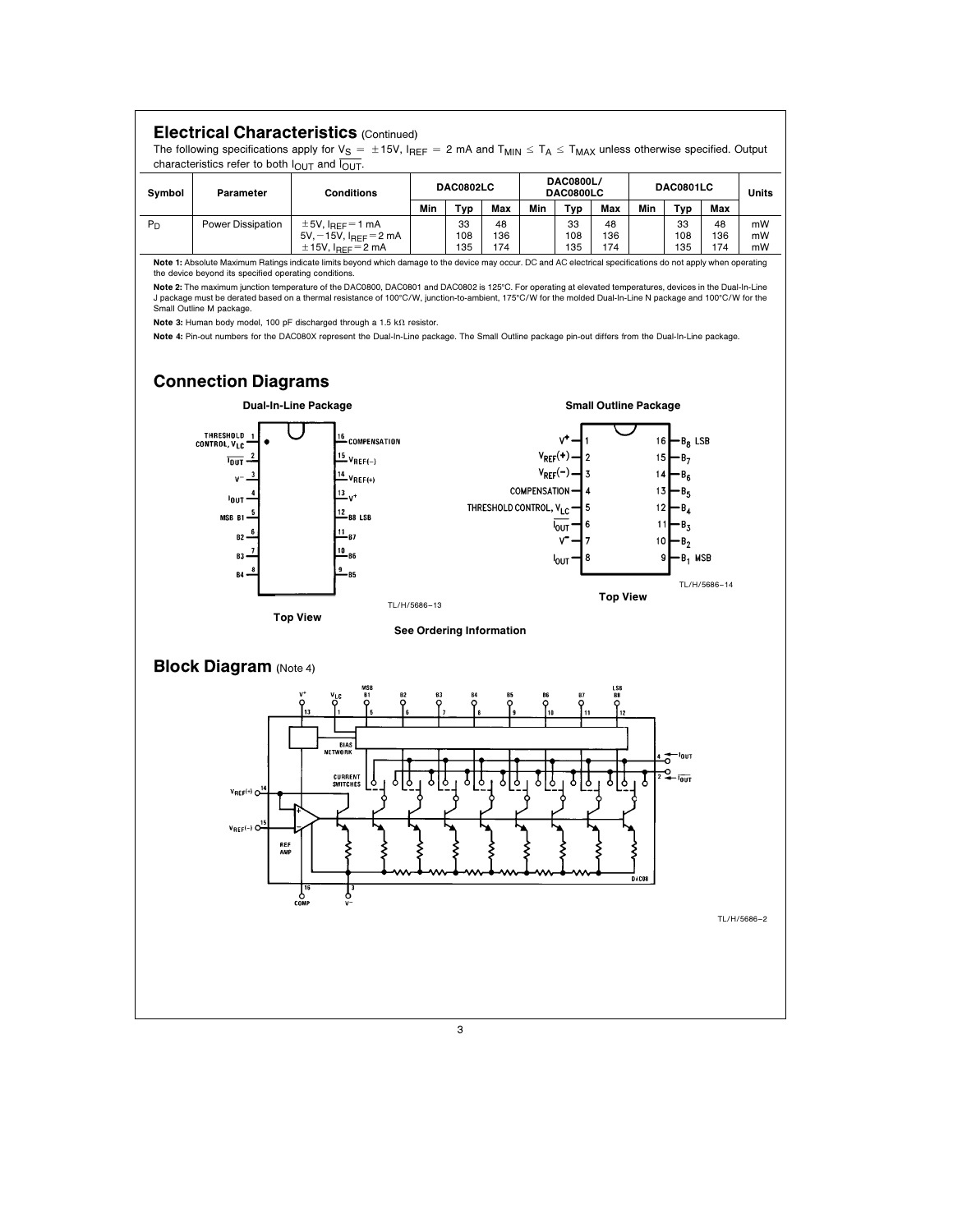## Electrical Characteristics (Continued)

The following specifications apply for $V_S = \pm15V$, $I_{REF} = 2$ mA and $T_{MIN} \leq T_A \leq T_{MAX}$ unless otherwise specified. Output characteristics refer to both $I_{OUT}$ and $\overline{I_{OUT}}$.

| Symbol | Parameter | Conditions | DAC0802LC | | | DAC0800L/ DAC0800LC | | | DAC0801LC | | | Units |
|---|---|---|---|---|---|---|---|---|---|---|---|---|
| | | | Min | Typ | Max | Min | Typ | Max | Min | Typ | Max | |
| $P_D$ | Power Dissipation | $\pm5V$, $I_{REF} = 1$ mA | | 33 | 48 | | 33 | 48 | | 33 | 48 | mW |
| | | 5V, −15V, $I_{REF} = 2$ mA | | 108 | 136 | | 108 | 136 | | 108 | 136 | mW |
| | | $\pm15V$, $I_{REF} = 2$ mA | | 135 | 174 | | 135 | 174 | | 135 | 174 | mW |

**Note 1:** Absolute Maximum Ratings indicate limits beyond which damage to the device may occur. DC and AC electrical specifications do not apply when operating the device beyond its specified operating conditions.

**Note 2:** The maximum junction temperature of the DAC0800, DAC0801 and DAC0802 is 125°C. For operating at elevated temperatures, devices in the Dual-In-Line J package must be derated based on a thermal resistance of 100°C/W, junction-to-ambient, 175°C/W for the molded Dual-In-Line N package and 100°C/W for the Small Outline M package.

**Note 3:** Human body model, 100 pF discharged through a 1.5 kΩ resistor.

**Note 4:** Pin-out numbers for the DAC080X represent the Dual-In-Line package. The Small Outline package pin-out differs from the Dual-In-Line package.

## Connection Diagrams

**Dual-In-Line Package**

| Pin | Function | Pin | Function |
|---|---|---|---|
| 1 | THRESHOLD CONTROL, $V_{LC}$ | 16 | COMPENSATION |
| 2 | $\overline{I_{OUT}}$ | 15 | $V_{REF(-)}$ |
| 3 | $V^-$ | 14 | $V_{REF(+)}$ |
| 4 | $I_{OUT}$ | 13 | $V^+$ |
| 5 | MSB B1 | 12 | B8 LSB |
| 6 | B2 | 11 | B7 |
| 7 | B3 | 10 | B6 |
| 8 | B4 | 9 | B5 |

TL/H/5686–13

**Top View**

**Small Outline Package**

| Pin | Function | Pin | Function |
|---|---|---|---|
| 1 | $V^+$ | 16 | $B_8$ LSB |
| 2 | $V_{REF}(+)$ | 15 | $B_7$ |
| 3 | $V_{REF}(-)$ | 14 | $B_6$ |
| 4 | COMPENSATION | 13 | $B_5$ |
| 5 | THRESHOLD CONTROL, $V_{LC}$ | 12 | $B_4$ |
| 6 | $\overline{I_{OUT}}$ | 11 | $B_3$ |
| 7 | $V^-$ | 10 | $B_2$ |
| 8 | $I_{OUT}$ | 9 | $B_1$ MSB |

TL/H/5686–14

**Top View**

**See Ordering Information**

## Block Diagram (Note 4)

TL/H/5686–2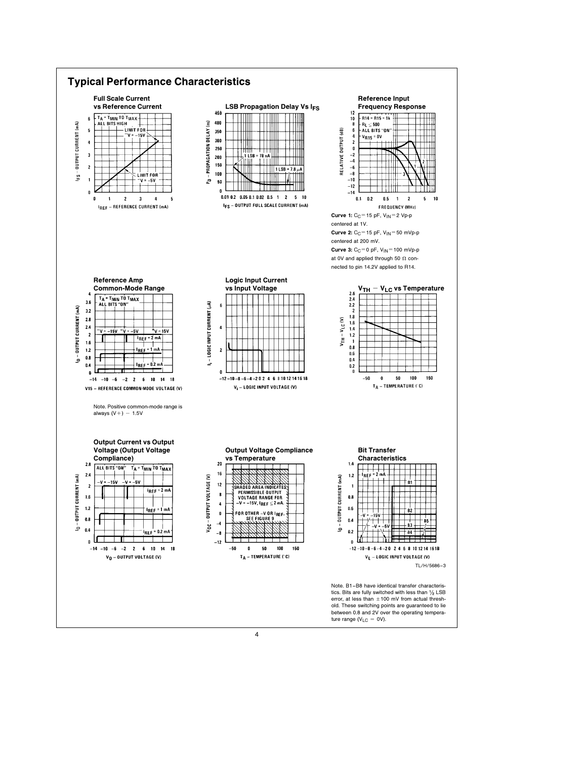# Typical Performance Characteristics

**Full Scale Current vs Reference Current**

**LSB Propagation Delay Vs $I_{FS}$**

**Reference Input Frequency Response**

**Curve 1:** $C_C = 15$ pF, $V_{IN} = 2$ Vp-p centered at 1V.

**Curve 2:** $C_C = 15$ pF, $V_{IN} = 50$ mVp-p centered at 200 mV.

**Curve 3:** $C_C = 0$ pF, $V_{IN} = 100$ mVp-p at 0V and applied through 50 Ω connected to pin 14.2V applied to R14.

**Reference Amp Common-Mode Range**

Note. Positive common-mode range is always (V+) − 1.5V

**Logic Input Current vs Input Voltage**

**$V_{TH} - V_{LC}$ vs Temperature**

**Output Current vs Output Voltage (Output Voltage Compliance)**

**Output Voltage Compliance vs Temperature**

**Bit Transfer Characteristics**

TL/H/5686–3

Note. B1–B8 have identical transfer characteristics. Bits are fully switched with less than ½ LSB error, at less than ±100 mV from actual threshold. These switching points are guaranteed to lie between 0.8 and 2V over the operating temperature range ($V_{LC} = 0V$).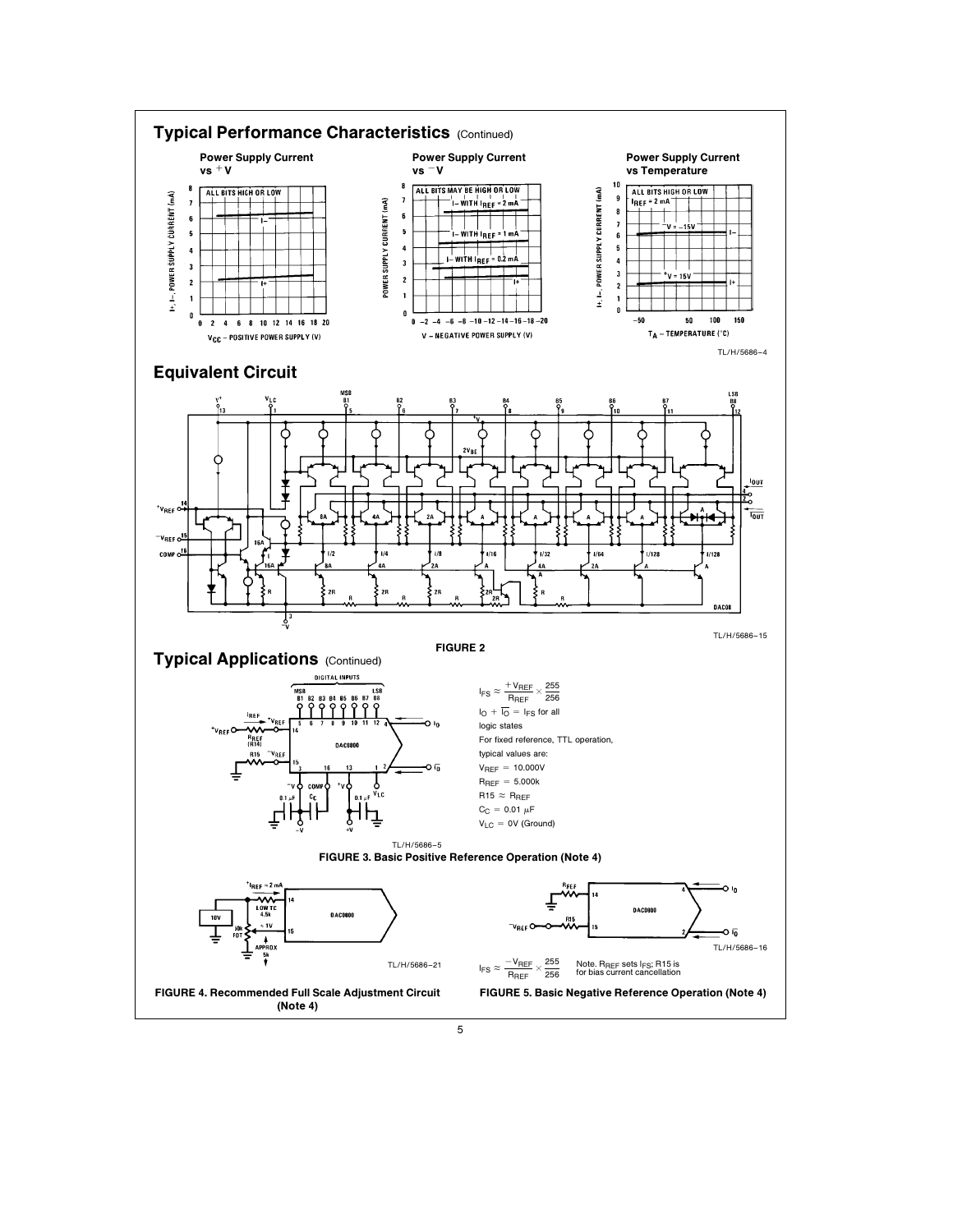## Typical Performance Characteristics (Continued)

**Power Supply Current vs +V**

ALL BITS HIGH OR LOW

I+, I−, POWER SUPPLY CURRENT (mA)

$V_{CC}$ – POSITIVE POWER SUPPLY (V)

**Power Supply Current vs −V**

ALL BITS MAY BE HIGH OR LOW

I− WITH $I_{REF}$ = 2 mA

I− WITH $I_{REF}$ = 1 mA

I− WITH $I_{REF}$ = 0.2 mA

POWER SUPPLY CURRENT (mA)

V – NEGATIVE POWER SUPPLY (V)

**Power Supply Current vs Temperature**

ALL BITS HIGH OR LOW

$I_{REF}$ = 2 mA

−V = −15V

+V = 15V

I+, I−, POWER SUPPLY CURRENT (mA)

$T_A$ – TEMPERATURE (°C)

TL/H/5686–4

## Equivalent Circuit

FIGURE 2

TL/H/5686–15

## Typical Applications (Continued)

$$I_{FS} \approx \frac{+V_{REF}}{R_{REF}} \times \frac{255}{256}$$

$I_O + \overline{I_O} = I_{FS}$ for all logic states

For fixed reference, TTL operation, typical values are:

$V_{REF}$ = 10.000V

$R_{REF}$ = 5.000k

R15 ≈ $R_{REF}$

$C_C$ = 0.01 µF

$V_{LC}$ = 0V (Ground)

TL/H/5686–5

**FIGURE 3. Basic Positive Reference Operation (Note 4)**

TL/H/5686–21

**FIGURE 4. Recommended Full Scale Adjustment Circuit (Note 4)**

$$I_{FS} \approx \frac{-V_{REF}}{R_{REF}} \times \frac{255}{256}$$

Note. $R_{REF}$ sets $I_{FS}$; R15 is for bias current cancellation

TL/H/5686–16

**FIGURE 5. Basic Negative Reference Operation (Note 4)**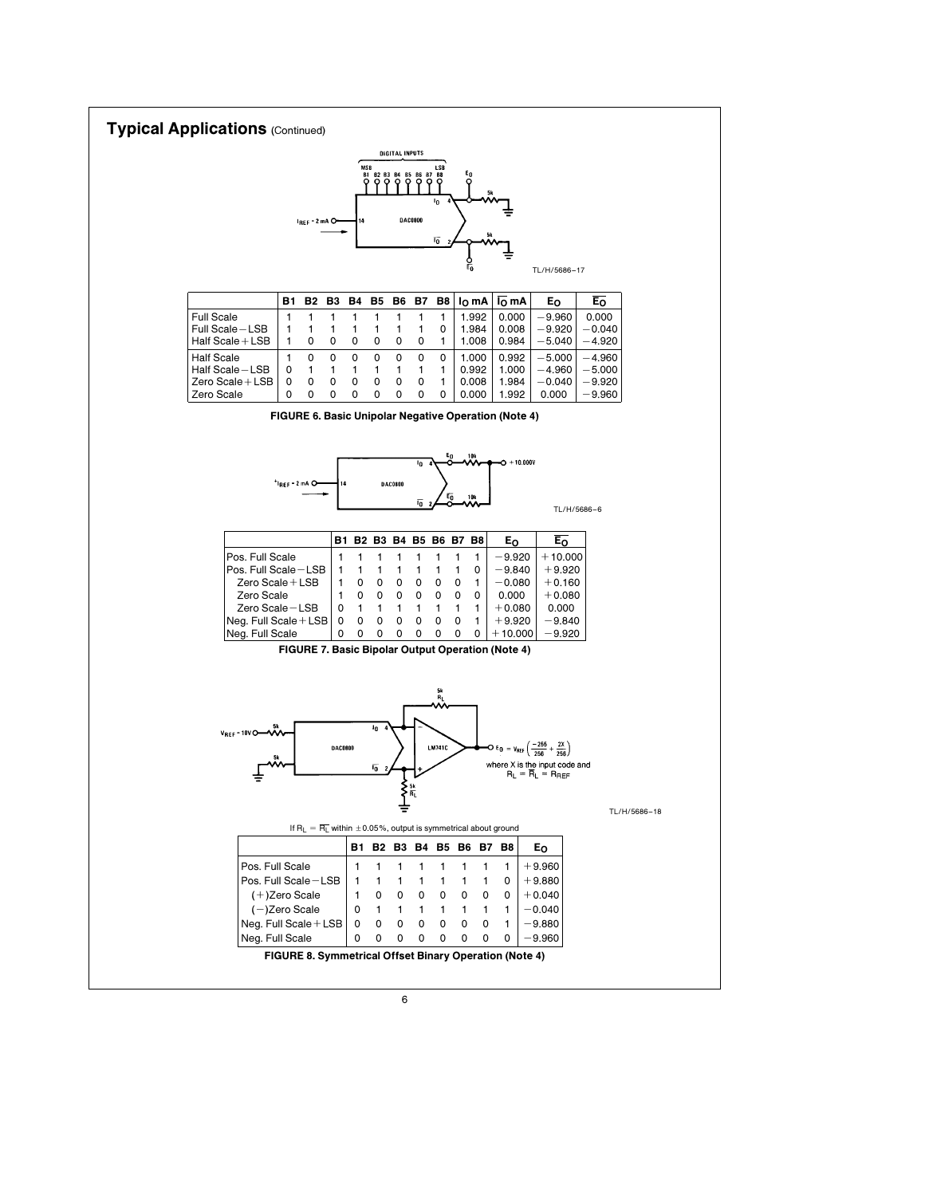## Typical Applications (Continued)

TL/H/5686–17

| | B1 | B2 | B3 | B4 | B5 | B6 | B7 | B8 | $I_O$ mA | $\overline{I_O}$ mA | $E_O$ | $\overline{E_O}$ |
|---|---|---|---|---|---|---|---|---|---|---|---|---|
| Full Scale | 1 | 1 | 1 | 1 | 1 | 1 | 1 | 1 | 1.992 | 0.000 | −9.960 | 0.000 |
| Full Scale − LSB | 1 | 1 | 1 | 1 | 1 | 1 | 1 | 0 | 1.984 | 0.008 | −9.920 | −0.040 |
| Half Scale + LSB | 1 | 0 | 0 | 0 | 0 | 0 | 0 | 1 | 1.008 | 0.984 | −5.040 | −4.920 |
| Half Scale | 1 | 0 | 0 | 0 | 0 | 0 | 0 | 0 | 1.000 | 0.992 | −5.000 | −4.960 |
| Half Scale − LSB | 0 | 1 | 1 | 1 | 1 | 1 | 1 | 1 | 0.992 | 1.000 | −4.960 | −5.000 |
| Zero Scale + LSB | 0 | 0 | 0 | 0 | 0 | 0 | 0 | 1 | 0.008 | 1.984 | −0.040 | −9.920 |
| Zero Scale | 0 | 0 | 0 | 0 | 0 | 0 | 0 | 0 | 0.000 | 1.992 | 0.000 | −9.960 |

**FIGURE 6. Basic Unipolar Negative Operation (Note 4)**

TL/H/5686–6

| | B1 | B2 | B3 | B4 | B5 | B6 | B7 | B8 | $E_O$ | $\overline{E_O}$ |
|---|---|---|---|---|---|---|---|---|---|---|
| Pos. Full Scale | 1 | 1 | 1 | 1 | 1 | 1 | 1 | 1 | −9.920 | +10.000 |
| Pos. Full Scale − LSB | 1 | 1 | 1 | 1 | 1 | 1 | 1 | 0 | −9.840 | +9.920 |
| Zero Scale + LSB | 1 | 0 | 0 | 0 | 0 | 0 | 0 | 1 | −0.080 | +0.160 |
| Zero Scale | 1 | 0 | 0 | 0 | 0 | 0 | 0 | 0 | 0.000 | +0.080 |
| Zero Scale − LSB | 0 | 1 | 1 | 1 | 1 | 1 | 1 | 1 | +0.080 | 0.000 |
| Neg. Full Scale + LSB | 0 | 0 | 0 | 0 | 0 | 0 | 0 | 1 | +9.920 | −9.840 |
| Neg. Full Scale | 0 | 0 | 0 | 0 | 0 | 0 | 0 | 0 | +10.000 | −9.920 |

**FIGURE 7. Basic Bipolar Output Operation (Note 4)**

$E_O = V_{REF}\left(\frac{-256}{256} + \frac{2X}{256}\right)$

where X is the input code and $R_L = \overline{R_L} = R_{REF}$

TL/H/5686–18

If $R_L = \overline{R_L}$ within ±0.05%, output is symmetrical about ground

| | B1 | B2 | B3 | B4 | B5 | B6 | B7 | B8 | $E_O$ |
|---|---|---|---|---|---|---|---|---|---|
| Pos. Full Scale | 1 | 1 | 1 | 1 | 1 | 1 | 1 | 1 | +9.960 |
| Pos. Full Scale − LSB | 1 | 1 | 1 | 1 | 1 | 1 | 1 | 0 | +9.880 |
| (+)Zero Scale | 1 | 0 | 0 | 0 | 0 | 0 | 0 | 0 | +0.040 |
| (−)Zero Scale | 0 | 1 | 1 | 1 | 1 | 1 | 1 | 1 | −0.040 |
| Neg. Full Scale + LSB | 0 | 0 | 0 | 0 | 0 | 0 | 0 | 1 | −9.880 |
| Neg. Full Scale | 0 | 0 | 0 | 0 | 0 | 0 | 0 | 0 | −9.960 |

**FIGURE 8. Symmetrical Offset Binary Operation (Note 4)**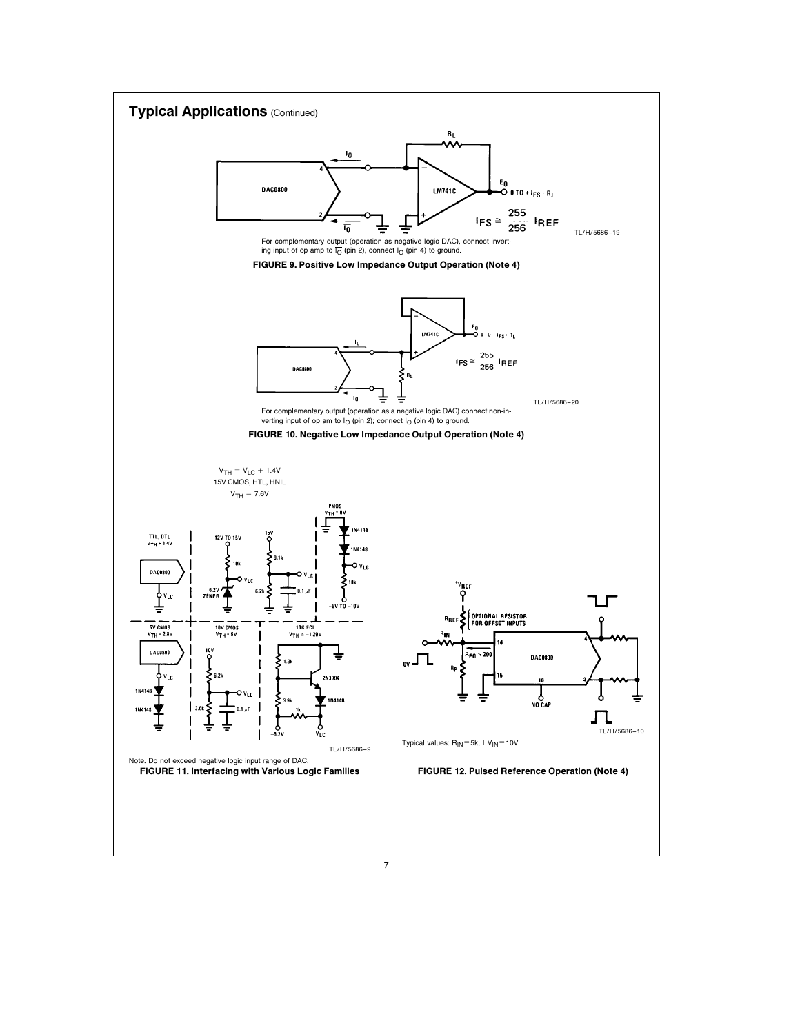## Typical Applications (Continued)

$E_O$ 0 TO $+I_{FS} \cdot R_L$

$$I_{FS} \cong \frac{255}{256} I_{REF}$$

TL/H/5686–19

For complementary output (operation as negative logic DAC), connect inverting input of op amp to $\overline{I_O}$ (pin 2), connect $I_O$ (pin 4) to ground.

**FIGURE 9. Positive Low Impedance Output Operation (Note 4)**

$E_O$ 0 TO $-I_{FS} \cdot R_L$

$$I_{FS} \cong \frac{255}{256} I_{REF}$$

TL/H/5686–20

For complementary output (operation as a negative logic DAC) connect non-inverting input of op am to $\overline{I_O}$ (pin 2); connect $I_O$ (pin 4) to ground.

**FIGURE 10. Negative Low Impedance Output Operation (Note 4)**

$V_{TH} = V_{LC} + 1.4V$

15V CMOS, HTL, HNIL

$V_{TH} = 7.6V$

TL/H/5686–9

Note. Do not exceed negative logic input range of DAC.

**FIGURE 11. Interfacing with Various Logic Families**

TL/H/5686–10

Typical values: $R_{IN} = 5k$, $+V_{IN} = 10V$

**FIGURE 12. Pulsed Reference Operation (Note 4)**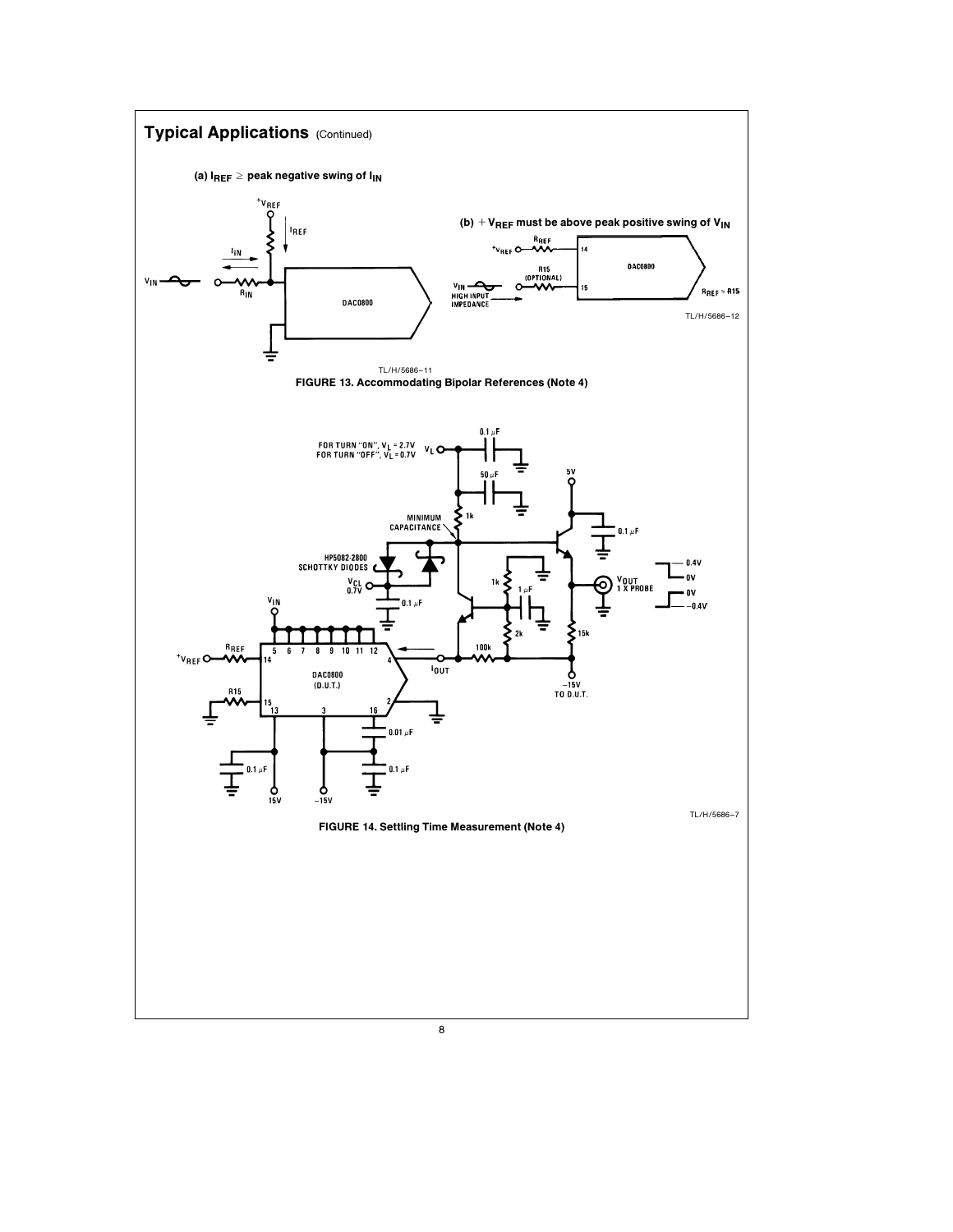## Typical Applications (Continued)

**(a) $I_{REF} \geq$ peak negative swing of $I_{IN}$**

**(b) $+V_{REF}$ must be above peak positive swing of $V_{IN}$**

**FIGURE 13. Accommodating Bipolar References (Note 4)**

**FIGURE 14. Settling Time Measurement (Note 4)**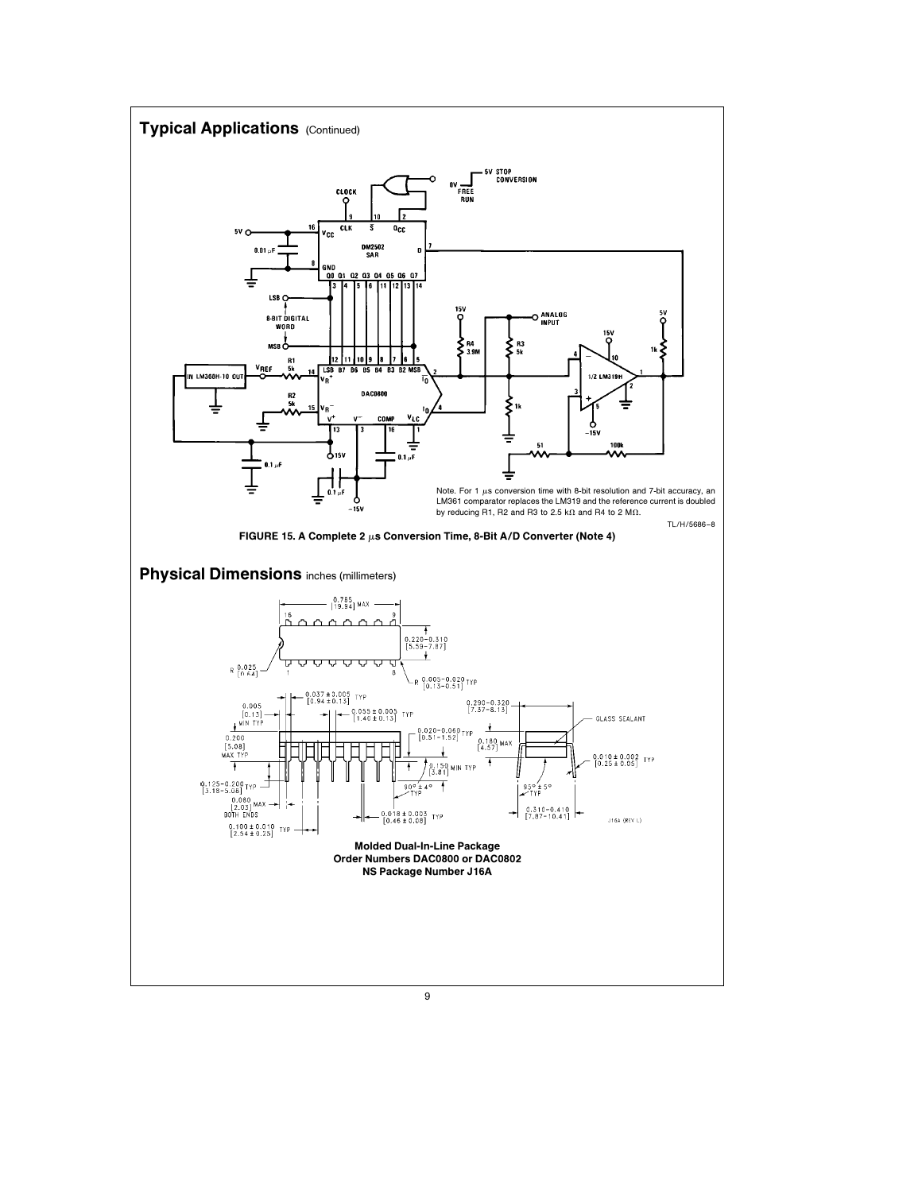## Typical Applications (Continued)

Note. For 1 μs conversion time with 8-bit resolution and 7-bit accuracy, an LM361 comparator replaces the LM319 and the reference current is doubled by reducing R1, R2 and R3 to 2.5 kΩ and R4 to 2 MΩ.

TL/H/5686–8

**FIGURE 15. A Complete 2 μs Conversion Time, 8-Bit A/D Converter (Note 4)**

## Physical Dimensions inches (millimeters)

**Molded Dual-In-Line Package**
**Order Numbers DAC0800 or DAC0802**
**NS Package Number J16A**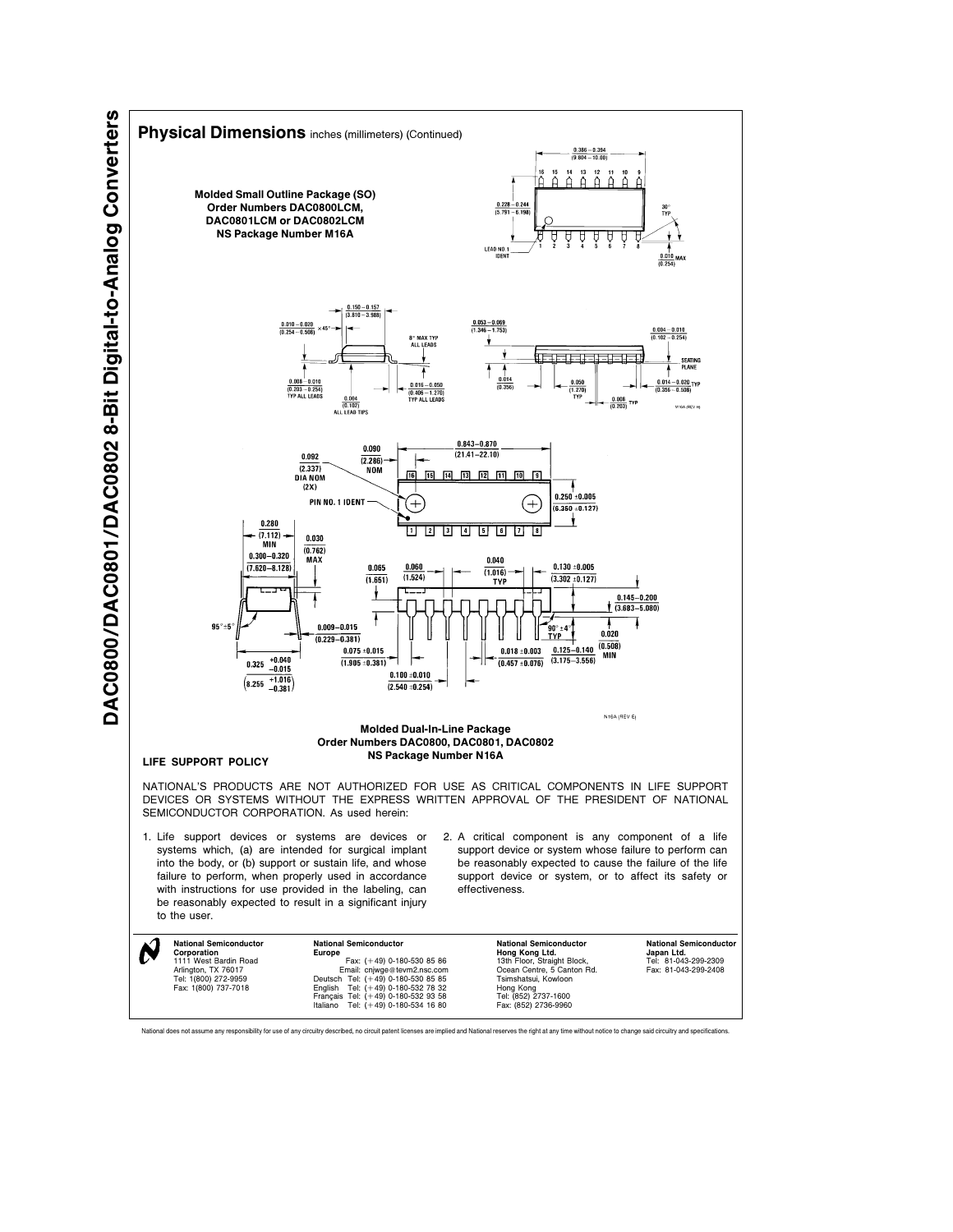## Physical Dimensions inches (millimeters) (Continued)

**Molded Small Outline Package (SO)**
**Order Numbers DAC0800LCM,**
**DAC0801LCM or DAC0802LCM**
**NS Package Number M16A**

0.386 – 0.394
(9.804 – 10.00)
16 15 14 13 12 11 10 9
0.228 – 0.244
(5.791 – 6.198)
LEAD NO. 1
IDENT
1 2 3 4 5 6 7 8
30°
TYP
0.010 MAX
(0.254)

0.150 – 0.157
(3.810 – 3.988)
0.010 – 0.020
(0.254 – 0.508) × 45°
8° MAX TYP
ALL LEADS
0.008 – 0.010
(0.203 – 0.254)
TYP ALL LEADS
0.004
(0.102)
ALL LEAD TIPS
0.016 – 0.050
(0.406 – 1.270)
TYP ALL LEADS
0.053 – 0.069
(1.346 – 1.753)
0.004 – 0.010
(0.102 – 0.254)
SEATING
PLANE
0.014
(0.356)
0.050
(1.270)
TYP
0.008
(0.203) TYP
0.014 – 0.020
(0.356 – 0.508) TYP
M16A (REV H)

0.843 – 0.870
(21.41 – 22.10)
0.090
(2.286)
NOM
0.092
(2.337)
DIA NOM
(2X)
16 15 14 13 12 11 10 9
PIN NO. 1 IDENT
0.250 ± 0.005
(6.350 ± 0.127)
1 2 3 4 5 6 7 8
0.280
(7.112)
MIN
0.030
(0.762)
MAX
0.300 – 0.320
(7.620 – 8.128)
0.065
(1.651)
0.060
(1.524)
0.040
(1.016)
TYP
0.130 ± 0.005
(3.302 ± 0.127)
0.145 – 0.200
(3.683 – 5.080)
95° ± 5°
0.009 – 0.015
(0.229 – 0.381)
90° ± 4°
TYP
0.020
(0.508)
MIN
0.075 ± 0.015
(1.905 ± 0.381)
0.018 ± 0.003
(0.457 ± 0.076)
0.125 – 0.140
(3.175 – 3.556)
0.325 +0.040 −0.015
(8.255 +1.016 −0.381)
0.100 ± 0.010
(2.540 ± 0.254)
N16A (REV E)

**Molded Dual-In-Line Package**
**Order Numbers DAC0800, DAC0801, DAC0802**
**NS Package Number N16A**

### LIFE SUPPORT POLICY

NATIONAL'S PRODUCTS ARE NOT AUTHORIZED FOR USE AS CRITICAL COMPONENTS IN LIFE SUPPORT DEVICES OR SYSTEMS WITHOUT THE EXPRESS WRITTEN APPROVAL OF THE PRESIDENT OF NATIONAL SEMICONDUCTOR CORPORATION. As used herein:

1. Life support devices or systems are devices or systems which, (a) are intended for surgical implant into the body, or (b) support or sustain life, and whose failure to perform, when properly used in accordance with instructions for use provided in the labeling, can be reasonably expected to result in a significant injury to the user.

2. A critical component is any component of a life support device or system whose failure to perform can be reasonably expected to cause the failure of the life support device or system, or to affect its safety or effectiveness.

**National Semiconductor Corporation**
1111 West Bardin Road
Arlington, TX 76017
Tel: 1(800) 272-9959
Fax: 1(800) 737-7018

**National Semiconductor Europe**
Fax: (+49) 0-180-530 85 86
Email: cnjwge@tevm2.nsc.com
Deutsch Tel: (+49) 0-180-530 85 85
English Tel: (+49) 0-180-532 78 32
Français Tel: (+49) 0-180-532 93 58
Italiano Tel: (+49) 0-180-534 16 80

**National Semiconductor Hong Kong Ltd.**
13th Floor, Straight Block,
Ocean Centre, 5 Canton Rd.
Tsimshatsui, Kowloon
Hong Kong
Tel: (852) 2737-1600
Fax: (852) 2736-9960

**National Semiconductor Japan Ltd.**
Tel: 81-043-299-2309
Fax: 81-043-299-2408

National does not assume any responsibility for use of any circuitry described, no circuit patent licenses are implied and National reserves the right at any time without notice to change said circuitry and specifications.